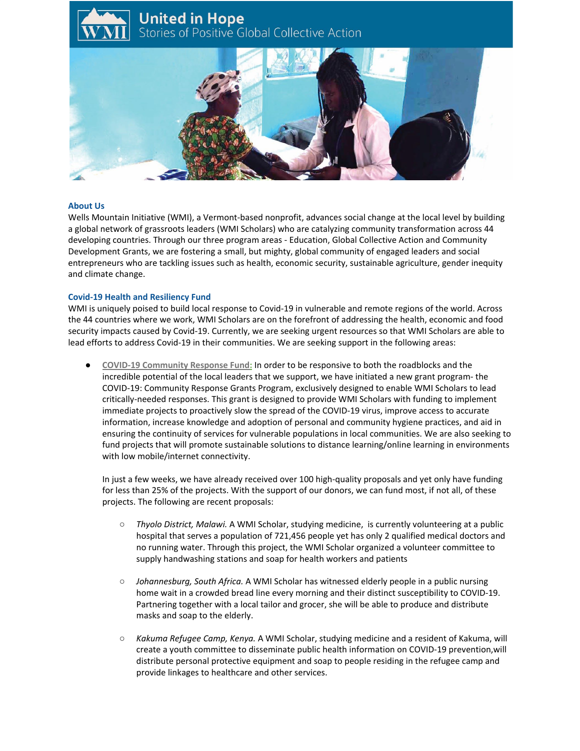# United in Hope

Stories of Positive Global Collective Action

## About Us

Wells Mountain Initiative (WMI), a Vermont-based nonprofit, advances social change at the local level by building a global network of grassroots leaders (WMI Scholars) who are catalyzing community transformation across 44 developing countries. Through our three program areas - Education, Global Collective Action and Community Development Grants, we are fostering a small, but mighty, global community of engaged leaders and social entrepreneurs who are tackling issues such as health, economic security, sustainable agriculture, gender inequity and climate change.

## Covid-19 Health and Resiliency Fund

WMI is uniquely poised to build local response to Covid-19 in vulnerable and remote regions of the world. Across the 44 countries where we work, WMI Scholars are on the forefront of addressing the health, economic and food security impacts caused by Covid-19. Currently, we are seeking urgent resources so that WMI Scholars are able to lead efforts to address Covid-19 in their communities. We are seeking support in the following areas:

- **COVID-19 Community Response Fund:** In order to be responsive to both the roadblocks and the incredible potential of the local leaders that we support, we have initiated a new grant program- the COVID-19: Community Response Grants Program, exclusively designed to enable WMI Scholars to lead critically-needed responses. This grant is designed to provide WMI Scholars with funding to implement immediate projects to proactively slow the spread of the COVID-19 virus, improve access to accurate information, increase knowledge and adoption of personal and community hygiene practices, and aid in ensuring the continuity of services for vulnerable populations in local communities. We are also seeking to fund projects that will promote sustainable solutions to distance learning/online learning in environments with low mobile/internet connectivity.

  In just a few weeks, we have already received over 100 high-quality proposals and yet only have funding for less than 25% of the projects. With the support of our donors, we can fund most, if not all, of these projects. The following are recent proposals:

  - *Thyolo District, Malawi.* A WMI Scholar, studying medicine, is currently volunteering at a public hospital that serves a population of 721,456 people yet has only 2 qualified medical doctors and no running water. Through this project, the WMI Scholar organized a volunteer committee to supply handwashing stations and soap for health workers and patients

  - *Johannesburg, South Africa.* A WMI Scholar has witnessed elderly people in a public nursing home wait in a crowded bread line every morning and their distinct susceptibility to COVID-19. Partnering together with a local tailor and grocer, she will be able to produce and distribute masks and soap to the elderly.

  - *Kakuma Refugee Camp, Kenya.* A WMI Scholar, studying medicine and a resident of Kakuma, will create a youth committee to disseminate public health information on COVID-19 prevention,will distribute personal protective equipment and soap to people residing in the refugee camp and provide linkages to healthcare and other services.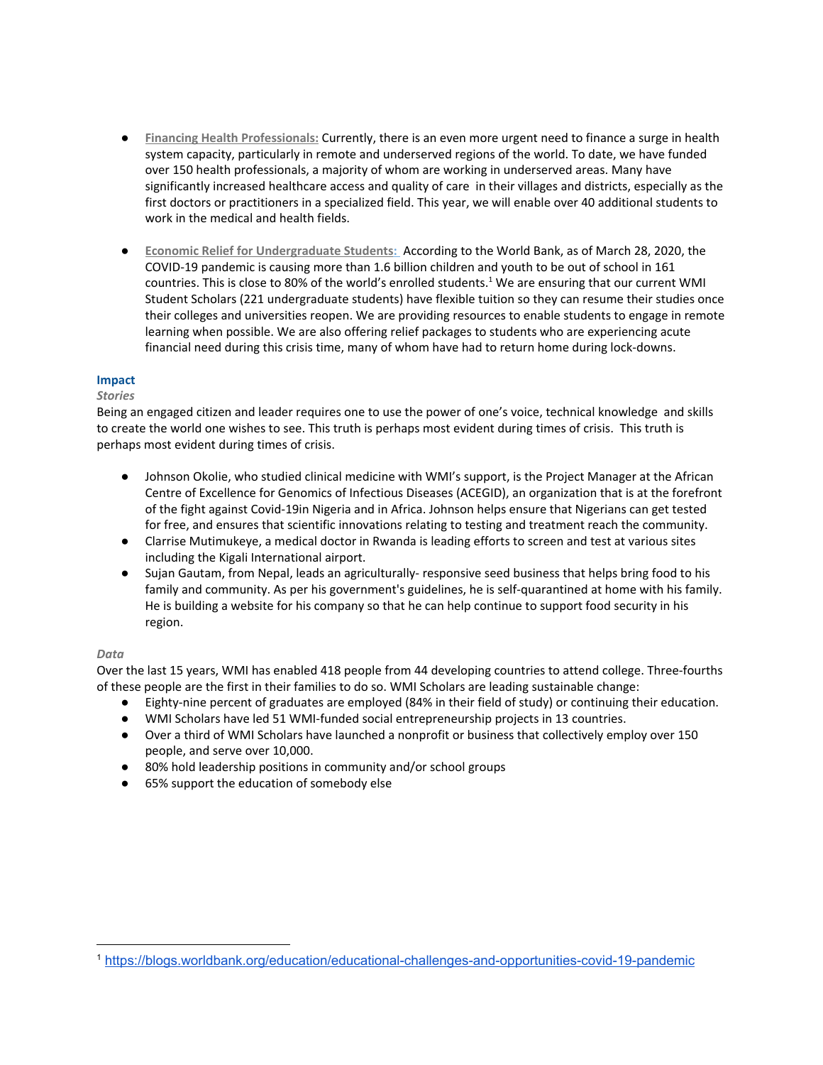- **Financing Health Professionals:** Currently, there is an even more urgent need to finance a surge in health system capacity, particularly in remote and underserved regions of the world. To date, we have funded over 150 health professionals, a majority of whom are working in underserved areas. Many have significantly increased healthcare access and quality of care in their villages and districts, especially as the first doctors or practitioners in a specialized field. This year, we will enable over 40 additional students to work in the medical and health fields.

- **Economic Relief for Undergraduate Students:** According to the World Bank, as of March 28, 2020, the COVID-19 pandemic is causing more than 1.6 billion children and youth to be out of school in 161 countries. This is close to 80% of the world's enrolled students.[1] We are ensuring that our current WMI Student Scholars (221 undergraduate students) have flexible tuition so they can resume their studies once their colleges and universities reopen. We are providing resources to enable students to engage in remote learning when possible. We are also offering relief packages to students who are experiencing acute financial need during this crisis time, many of whom have had to return home during lock-downs.

## Impact

### *Stories*

Being an engaged citizen and leader requires one to use the power of one's voice, technical knowledge and skills to create the world one wishes to see. This truth is perhaps most evident during times of crisis. This truth is perhaps most evident during times of crisis.

- Johnson Okolie, who studied clinical medicine with WMI's support, is the Project Manager at the African Centre of Excellence for Genomics of Infectious Diseases (ACEGID), an organization that is at the forefront of the fight against Covid-19in Nigeria and in Africa. Johnson helps ensure that Nigerians can get tested for free, and ensures that scientific innovations relating to testing and treatment reach the community.
- Clarrise Mutimukeye, a medical doctor in Rwanda is leading efforts to screen and test at various sites including the Kigali International airport.
- Sujan Gautam, from Nepal, leads an agriculturally- responsive seed business that helps bring food to his family and community. As per his government's guidelines, he is self-quarantined at home with his family. He is building a website for his company so that he can help continue to support food security in his region.

### *Data*

Over the last 15 years, WMI has enabled 418 people from 44 developing countries to attend college. Three-fourths of these people are the first in their families to do so. WMI Scholars are leading sustainable change:

- Eighty-nine percent of graduates are employed (84% in their field of study) or continuing their education.
- WMI Scholars have led 51 WMI-funded social entrepreneurship projects in 13 countries.
- Over a third of WMI Scholars have launched a nonprofit or business that collectively employ over 150 people, and serve over 10,000.
- 80% hold leadership positions in community and/or school groups
- 65% support the education of somebody else

---

[1] https://blogs.worldbank.org/education/educational-challenges-and-opportunities-covid-19-pandemic